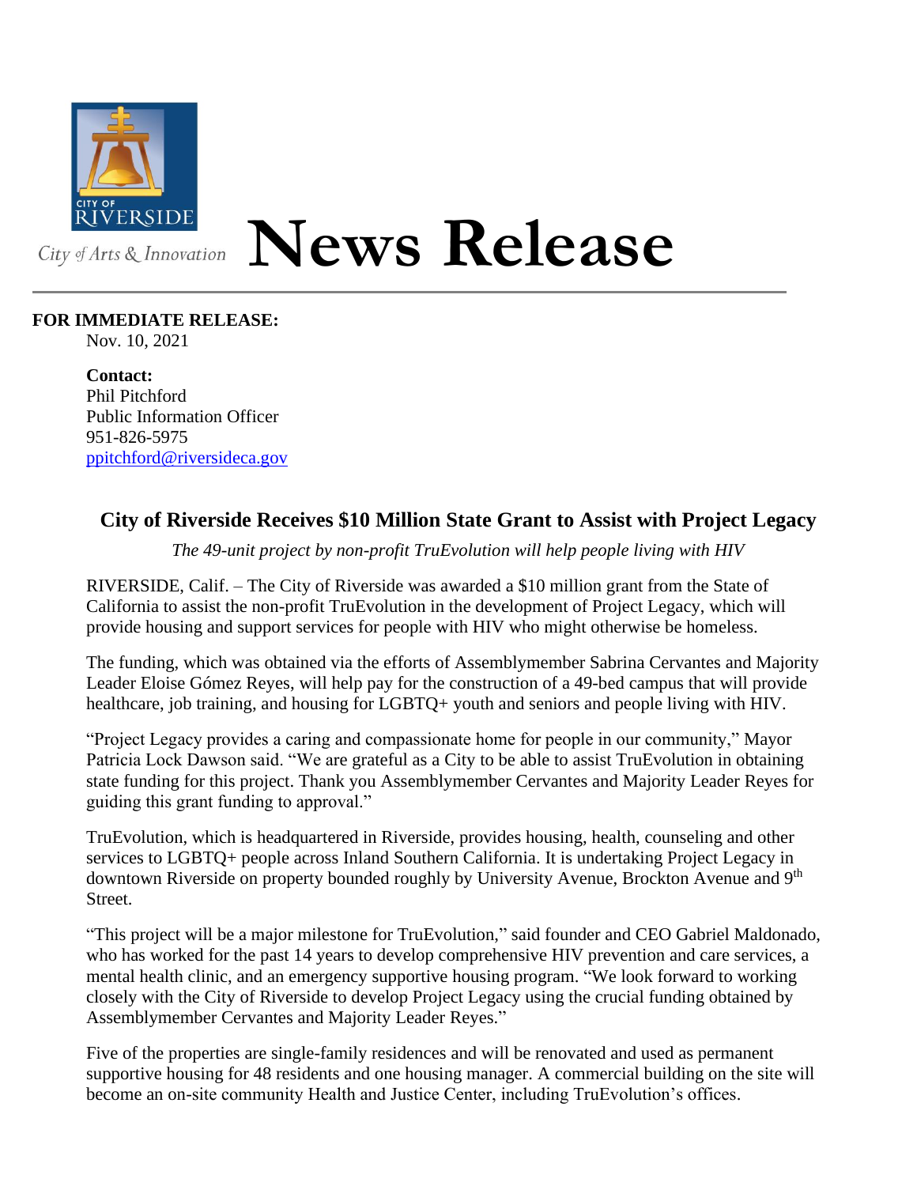CITY OF RIVERSIDE

City of Arts & Innovation

# News Release

**FOR IMMEDIATE RELEASE:**
Nov. 10, 2021

**Contact:**
Phil Pitchford
Public Information Officer
951-826-5975
ppitchford@riversideca.gov

## City of Riverside Receives $10 Million State Grant to Assist with Project Legacy

*The 49-unit project by non-profit TruEvolution will help people living with HIV*

RIVERSIDE, Calif. – The City of Riverside was awarded a $10 million grant from the State of California to assist the non-profit TruEvolution in the development of Project Legacy, which will provide housing and support services for people with HIV who might otherwise be homeless.

The funding, which was obtained via the efforts of Assemblymember Sabrina Cervantes and Majority Leader Eloise Gómez Reyes, will help pay for the construction of a 49-bed campus that will provide healthcare, job training, and housing for LGBTQ+ youth and seniors and people living with HIV.

"Project Legacy provides a caring and compassionate home for people in our community," Mayor Patricia Lock Dawson said. "We are grateful as a City to be able to assist TruEvolution in obtaining state funding for this project. Thank you Assemblymember Cervantes and Majority Leader Reyes for guiding this grant funding to approval."

TruEvolution, which is headquartered in Riverside, provides housing, health, counseling and other services to LGBTQ+ people across Inland Southern California. It is undertaking Project Legacy in downtown Riverside on property bounded roughly by University Avenue, Brockton Avenue and 9th Street.

"This project will be a major milestone for TruEvolution," said founder and CEO Gabriel Maldonado, who has worked for the past 14 years to develop comprehensive HIV prevention and care services, a mental health clinic, and an emergency supportive housing program. "We look forward to working closely with the City of Riverside to develop Project Legacy using the crucial funding obtained by Assemblymember Cervantes and Majority Leader Reyes."

Five of the properties are single-family residences and will be renovated and used as permanent supportive housing for 48 residents and one housing manager. A commercial building on the site will become an on-site community Health and Justice Center, including TruEvolution's offices.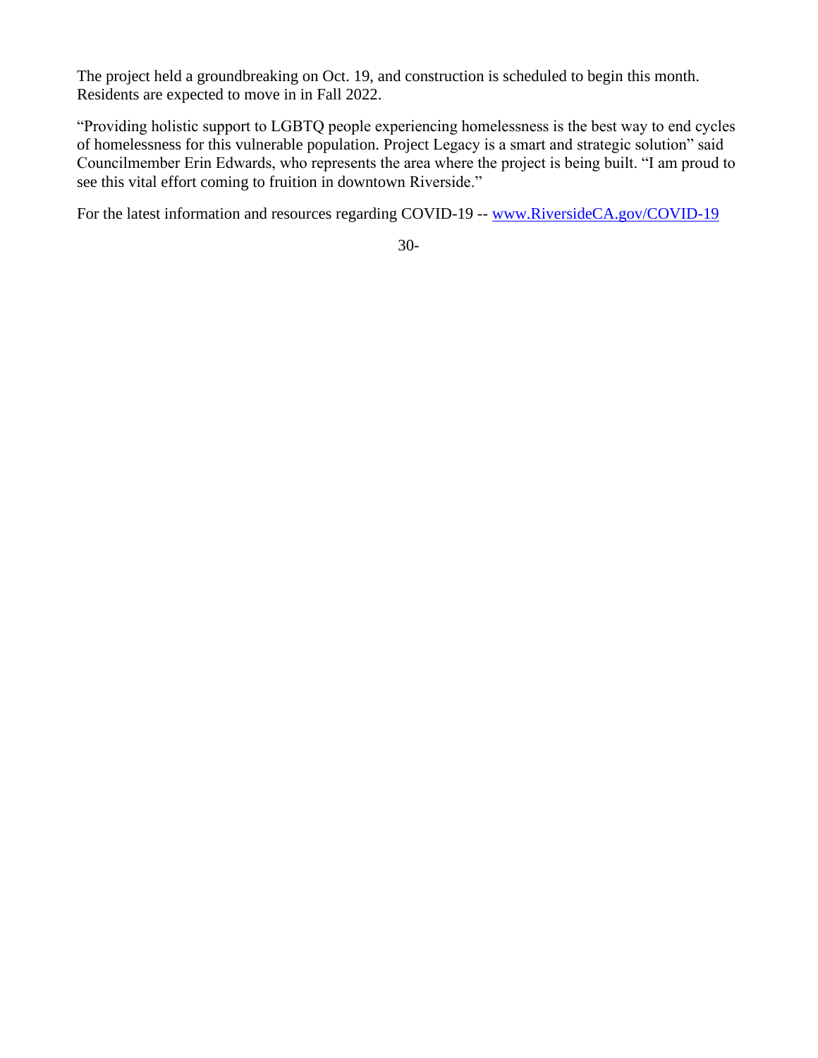The project held a groundbreaking on Oct. 19, and construction is scheduled to begin this month. Residents are expected to move in in Fall 2022.

"Providing holistic support to LGBTQ people experiencing homelessness is the best way to end cycles of homelessness for this vulnerable population. Project Legacy is a smart and strategic solution" said Councilmember Erin Edwards, who represents the area where the project is being built. "I am proud to see this vital effort coming to fruition in downtown Riverside."

For the latest information and resources regarding COVID-19 -- [www.RiversideCA.gov/COVID-19](http://www.RiversideCA.gov/COVID-19)

30-